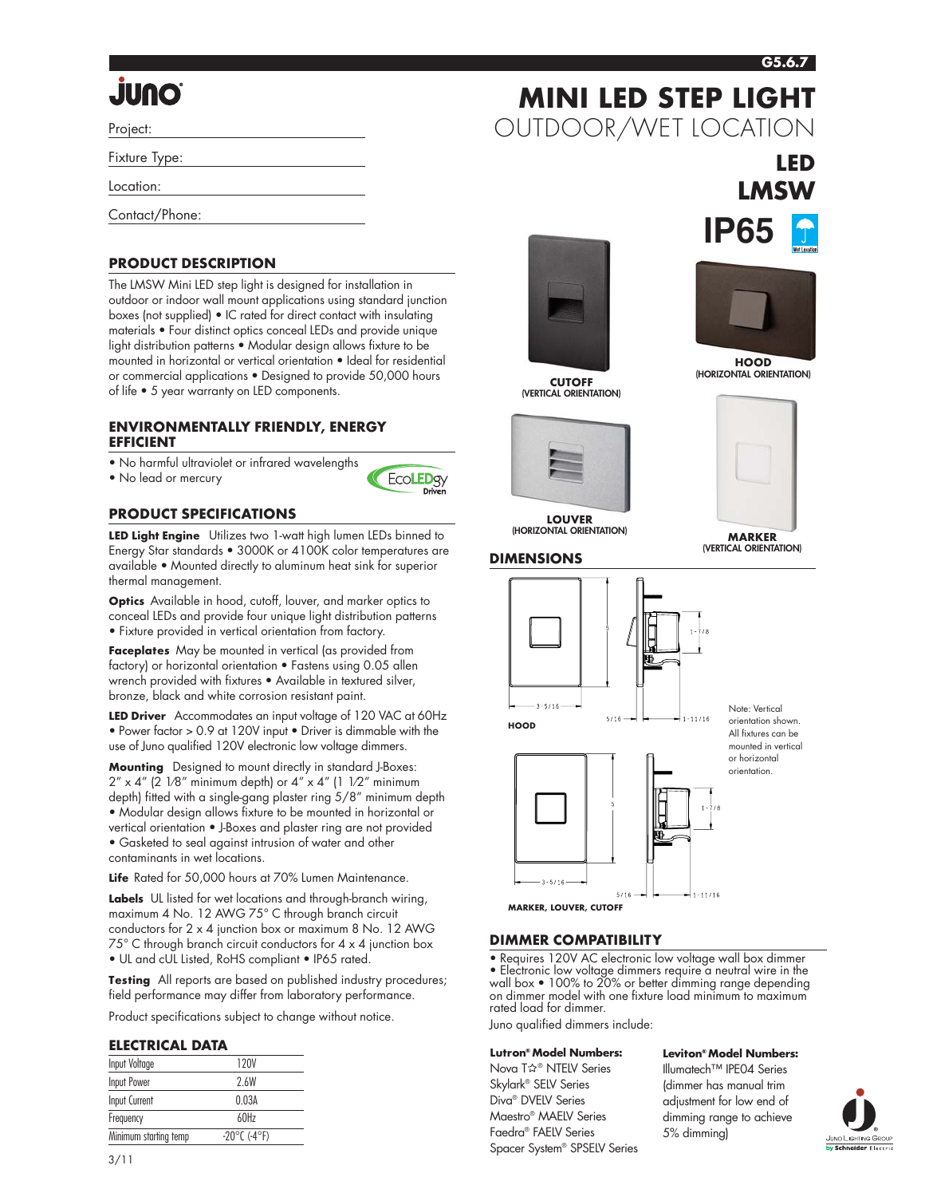JUNO

Project:

Fixture Type:

Location:

Contact/Phone:

# MINI LED STEP LIGHT
## OUTDOOR/WET LOCATION

**LED**
**LMSW**

**IP65**

## PRODUCT DESCRIPTION

The LMSW Mini LED step light is designed for installation in outdoor or indoor wall mount applications using standard junction boxes (not supplied) • IC rated for direct contact with insulating materials • Four distinct optics conceal LEDs and provide unique light distribution patterns • Modular design allows fixture to be mounted in horizontal or vertical orientation • Ideal for residential or commercial applications • Designed to provide 50,000 hours of life • 5 year warranty on LED components.

## ENVIRONMENTALLY FRIENDLY, ENERGY EFFICIENT

- No harmful ultraviolet or infrared wavelengths
- No lead or mercury

EcoLEDgy Driven

## PRODUCT SPECIFICATIONS

**LED Light Engine** Utilizes two 1-watt high lumen LEDs binned to Energy Star standards • 3000K or 4100K color temperatures are available • Mounted directly to aluminum heat sink for superior thermal management.

**Optics** Available in hood, cutoff, louver, and marker optics to conceal LEDs and provide four unique light distribution patterns • Fixture provided in vertical orientation from factory.

**Faceplates** May be mounted in vertical (as provided from factory) or horizontal orientation • Fastens using 0.05 allen wrench provided with fixtures • Available in textured silver, bronze, black and white corrosion resistant paint.

**LED Driver** Accommodates an input voltage of 120 VAC at 60Hz • Power factor > 0.9 at 120V input • Driver is dimmable with the use of Juno qualified 120V electronic low voltage dimmers.

**Mounting** Designed to mount directly in standard J-Boxes: 2" x 4" (2 1⁄8" minimum depth) or 4" x 4" (1 1⁄2" minimum depth) fitted with a single-gang plaster ring 5/8" minimum depth • Modular design allows fixture to be mounted in horizontal or vertical orientation • J-Boxes and plaster ring are not provided • Gasketed to seal against intrusion of water and other contaminants in wet locations.

**Life** Rated for 50,000 hours at 70% Lumen Maintenance.

**Labels** UL listed for wet locations and through-branch wiring, maximum 4 No. 12 AWG 75° C through branch circuit conductors for 2 x 4 junction box or maximum 8 No. 12 AWG 75° C through branch circuit conductors for 4 x 4 junction box • UL and cUL Listed, RoHS compliant • IP65 rated.

**Testing** All reports are based on published industry procedures; field performance may differ from laboratory performance.

Product specifications subject to change without notice.

## ELECTRICAL DATA

| Input Voltage | 120V |
|---|---|
| Input Power | 2.6W |
| Input Current | 0.03A |
| Frequency | 60Hz |
| Minimum starting temp | -20°C (-4°F) |

CUTOFF (VERTICAL ORIENTATION)

HOOD (HORIZONTAL ORIENTATION)

LOUVER (HORIZONTAL ORIENTATION)

MARKER (VERTICAL ORIENTATION)

## DIMENSIONS

HOOD: 3-5/16, 5, 5/16, 1-11/16, 1-7/8

MARKER, LOUVER, CUTOFF: 3-5/16, 5, 5/16, 1-11/16, 1-7/8

Note: Vertical orientation shown. All fixtures can be mounted in vertical or horizontal orientation.

## DIMMER COMPATIBILITY

- Requires 120V AC electronic low voltage wall box dimmer
- Electronic low voltage dimmers require a neutral wire in the wall box • 100% to 20% or better dimming range depending on dimmer model with one fixture load minimum to maximum rated load for dimmer.

Juno qualified dimmers include:

**Lutron® Model Numbers:**
Nova T☆® NTELV Series
Skylark® SELV Series
Diva® DVELV Series
Maestro® MAELV Series
Faedra® FAELV Series
Spacer System® SPSELV Series

**Leviton® Model Numbers:**
Illumatech™ IPE04 Series (dimmer has manual trim adjustment for low end of dimming range to achieve 5% dimming)

Juno Lighting Group by Schneider Electric

3/11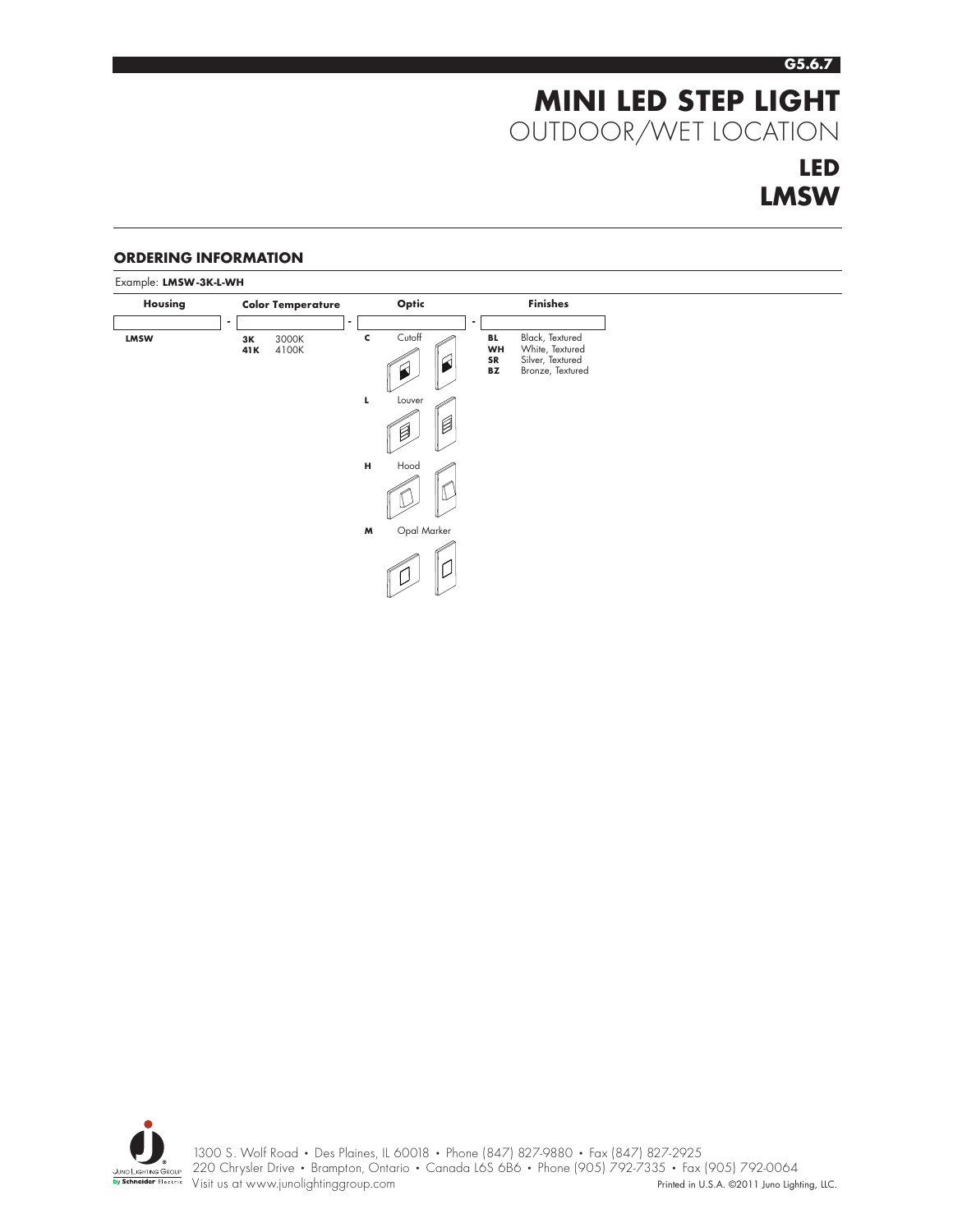# MINI LED STEP LIGHT
OUTDOOR/WET LOCATION

## LED
## LMSW

### ORDERING INFORMATION

Example: **LMSW-3K-L-WH**

| Housing | Color Temperature | Optic | Finishes |
|---|---|---|---|
| **LMSW** | **3K** 3000K | **C** Cutoff | **BL** Black, Textured |
| | **41K** 4100K | **L** Louver | **WH** White, Textured |
| | | **H** Hood | **SR** Silver, Textured |
| | | **M** Opal Marker | **BZ** Bronze, Textured |

1300 S. Wolf Road • Des Plaines, IL 60018 • Phone (847) 827-9880 • Fax (847) 827-2925
220 Chrysler Drive • Brampton, Ontario • Canada L6S 6B6 • Phone (905) 792-7335 • Fax (905) 792-0064
Visit us at www.junolightinggroup.com

Printed in U.S.A. ©2011 Juno Lighting, LLC.